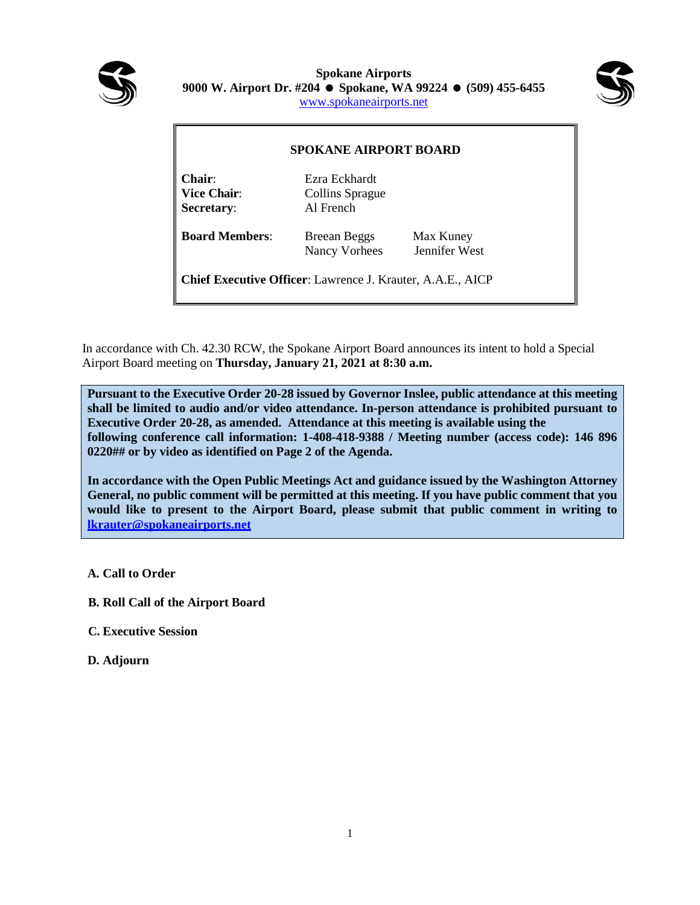**Spokane Airports**
**9000 W. Airport Dr. #204 ● Spokane, WA 99224 ● (509) 455-6455**
www.spokaneairports.net

## SPOKANE AIRPORT BOARD

**Chair**: Ezra Eckhardt
**Vice Chair**: Collins Sprague
**Secretary**: Al French

**Board Members**: Breean Beggs, Max Kuney, Nancy Vorhees, Jennifer West

**Chief Executive Officer**: Lawrence J. Krauter, A.A.E., AICP

In accordance with Ch. 42.30 RCW, the Spokane Airport Board announces its intent to hold a Special Airport Board meeting on **Thursday, January 21, 2021 at 8:30 a.m.**

**Pursuant to the Executive Order 20-28 issued by Governor Inslee, public attendance at this meeting shall be limited to audio and/or video attendance. In-person attendance is prohibited pursuant to Executive Order 20-28, as amended. Attendance at this meeting is available using the following conference call information: 1-408-418-9388 / Meeting number (access code): 146 896 0220## or by video as identified on Page 2 of the Agenda.**

**In accordance with the Open Public Meetings Act and guidance issued by the Washington Attorney General, no public comment will be permitted at this meeting. If you have public comment that you would like to present to the Airport Board, please submit that public comment in writing to lkrauter@spokaneairports.net**

**A. Call to Order**

**B. Roll Call of the Airport Board**

**C. Executive Session**

**D. Adjourn**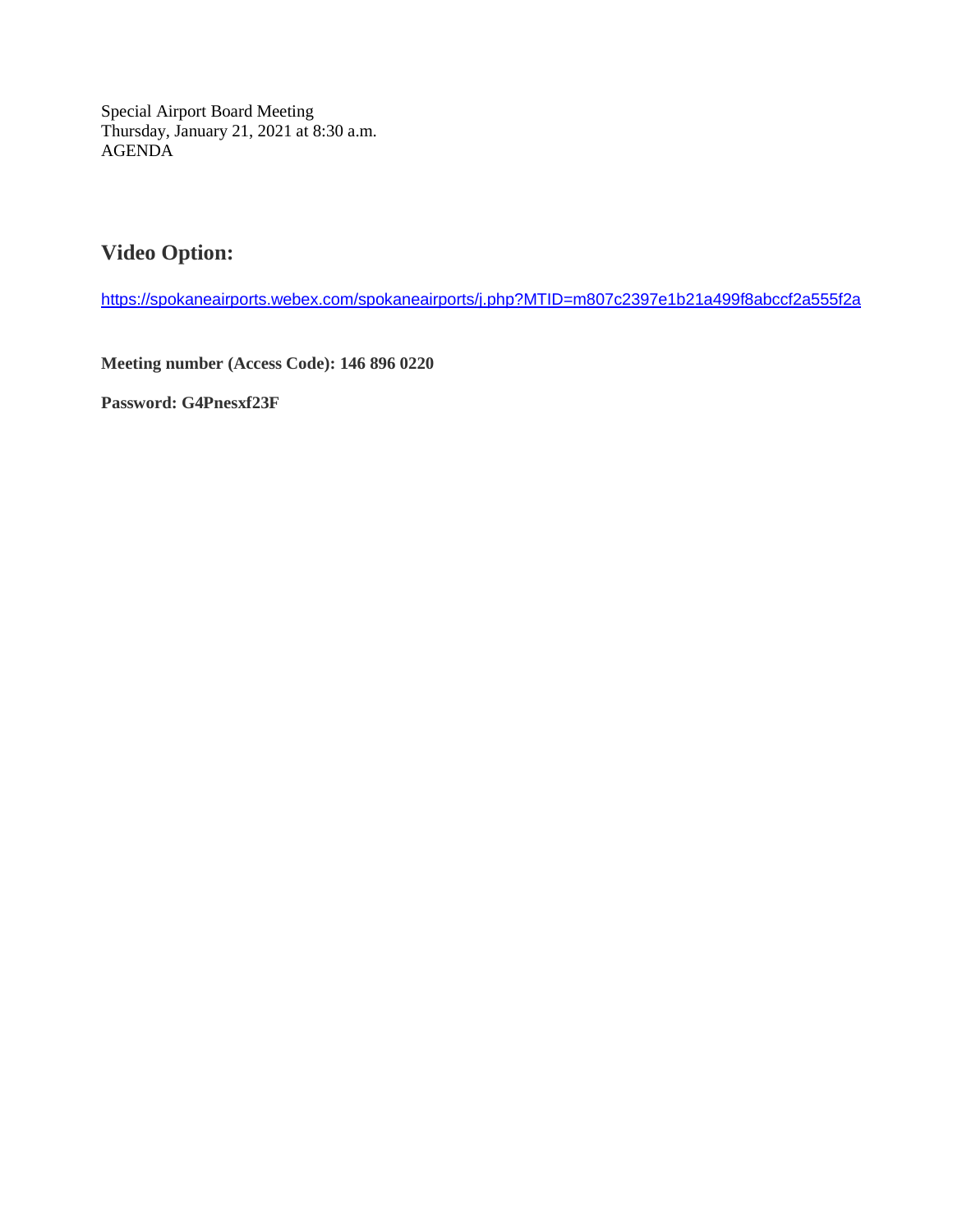Special Airport Board Meeting
Thursday, January 21, 2021 at 8:30 a.m.
AGENDA

## Video Option:

https://spokaneairports.webex.com/spokaneairports/j.php?MTID=m807c2397e1b21a499f8abccf2a555f2a

**Meeting number (Access Code): 146 896 0220**

**Password: G4Pnesxf23F**